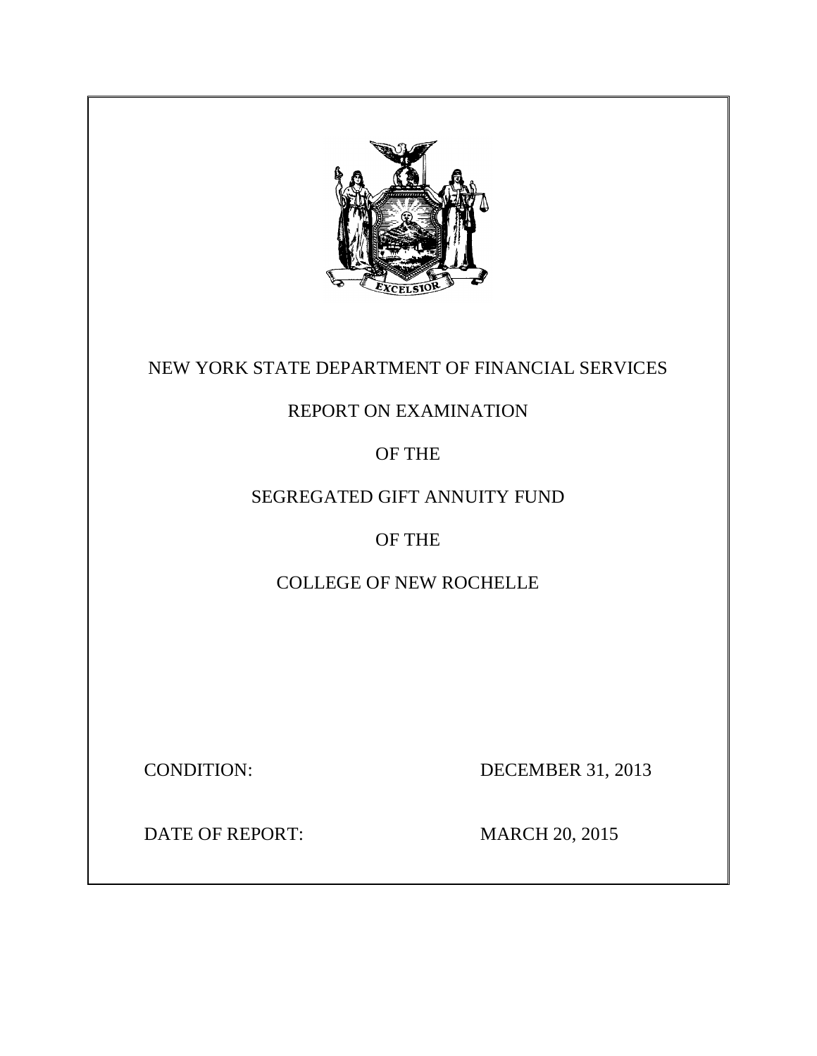NEW YORK STATE DEPARTMENT OF FINANCIAL SERVICES

REPORT ON EXAMINATION

OF THE

SEGREGATED GIFT ANNUITY FUND

OF THE

COLLEGE OF NEW ROCHELLE

CONDITION: DECEMBER 31, 2013

DATE OF REPORT: MARCH 20, 2015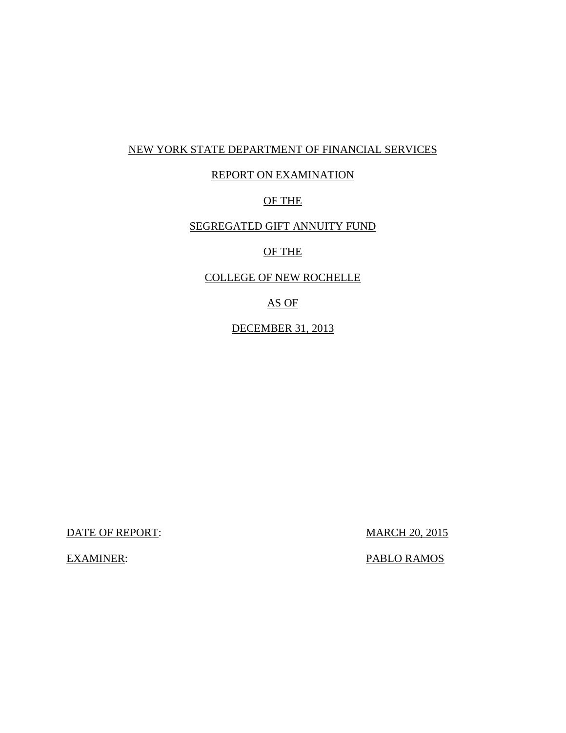NEW YORK STATE DEPARTMENT OF FINANCIAL SERVICES

REPORT ON EXAMINATION

OF THE

SEGREGATED GIFT ANNUITY FUND

OF THE

COLLEGE OF NEW ROCHELLE

AS OF

DECEMBER 31, 2013

DATE OF REPORT: MARCH 20, 2015

EXAMINER: PABLO RAMOS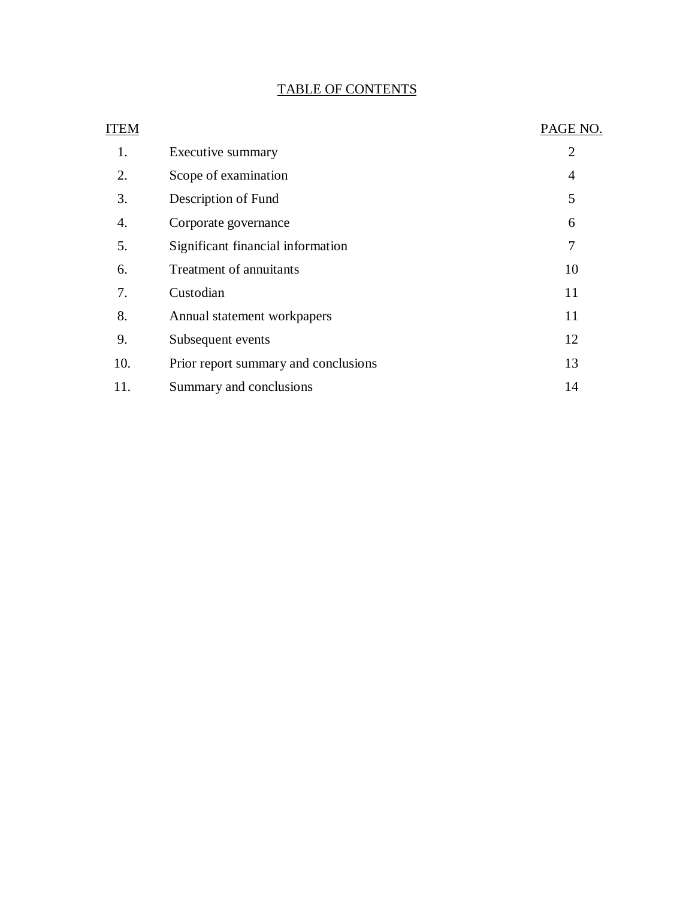# TABLE OF CONTENTS

| ITEM | | PAGE NO. |
|---|---|---|
| 1. | Executive summary | 2 |
| 2. | Scope of examination | 4 |
| 3. | Description of Fund | 5 |
| 4. | Corporate governance | 6 |
| 5. | Significant financial information | 7 |
| 6. | Treatment of annuitants | 10 |
| 7. | Custodian | 11 |
| 8. | Annual statement workpapers | 11 |
| 9. | Subsequent events | 12 |
| 10. | Prior report summary and conclusions | 13 |
| 11. | Summary and conclusions | 14 |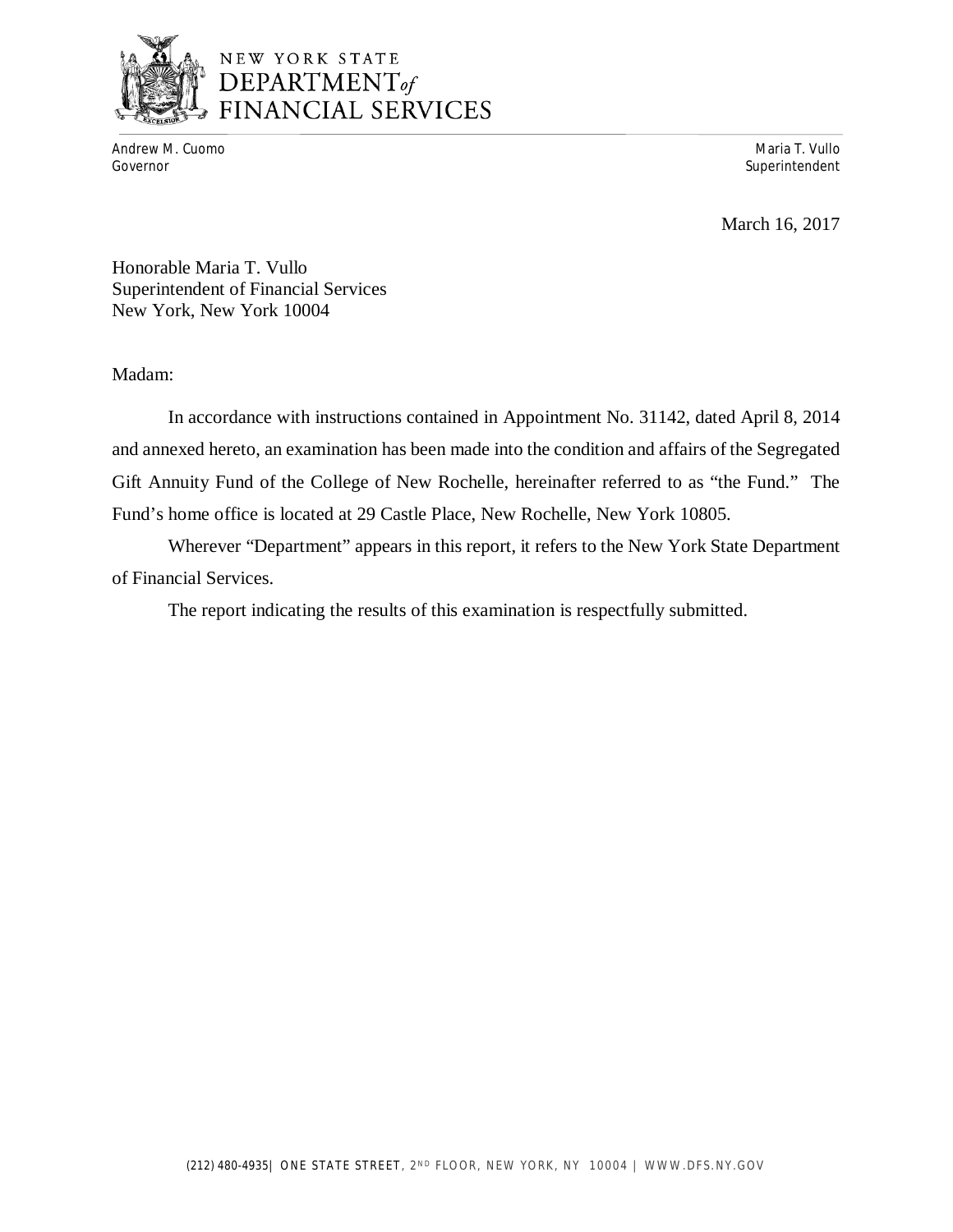NEW YORK STATE
DEPARTMENT of
FINANCIAL SERVICES

Andrew M. Cuomo
Governor

Maria T. Vullo
Superintendent

March 16, 2017

Honorable Maria T. Vullo
Superintendent of Financial Services
New York, New York 10004

Madam:

In accordance with instructions contained in Appointment No. 31142, dated April 8, 2014 and annexed hereto, an examination has been made into the condition and affairs of the Segregated Gift Annuity Fund of the College of New Rochelle, hereinafter referred to as "the Fund." The Fund's home office is located at 29 Castle Place, New Rochelle, New York 10805.

Wherever "Department" appears in this report, it refers to the New York State Department of Financial Services.

The report indicating the results of this examination is respectfully submitted.

(212) 480-4935| ONE STATE STREET, 2ND FLOOR, NEW YORK, NY 10004 | WWW.DFS.NY.GOV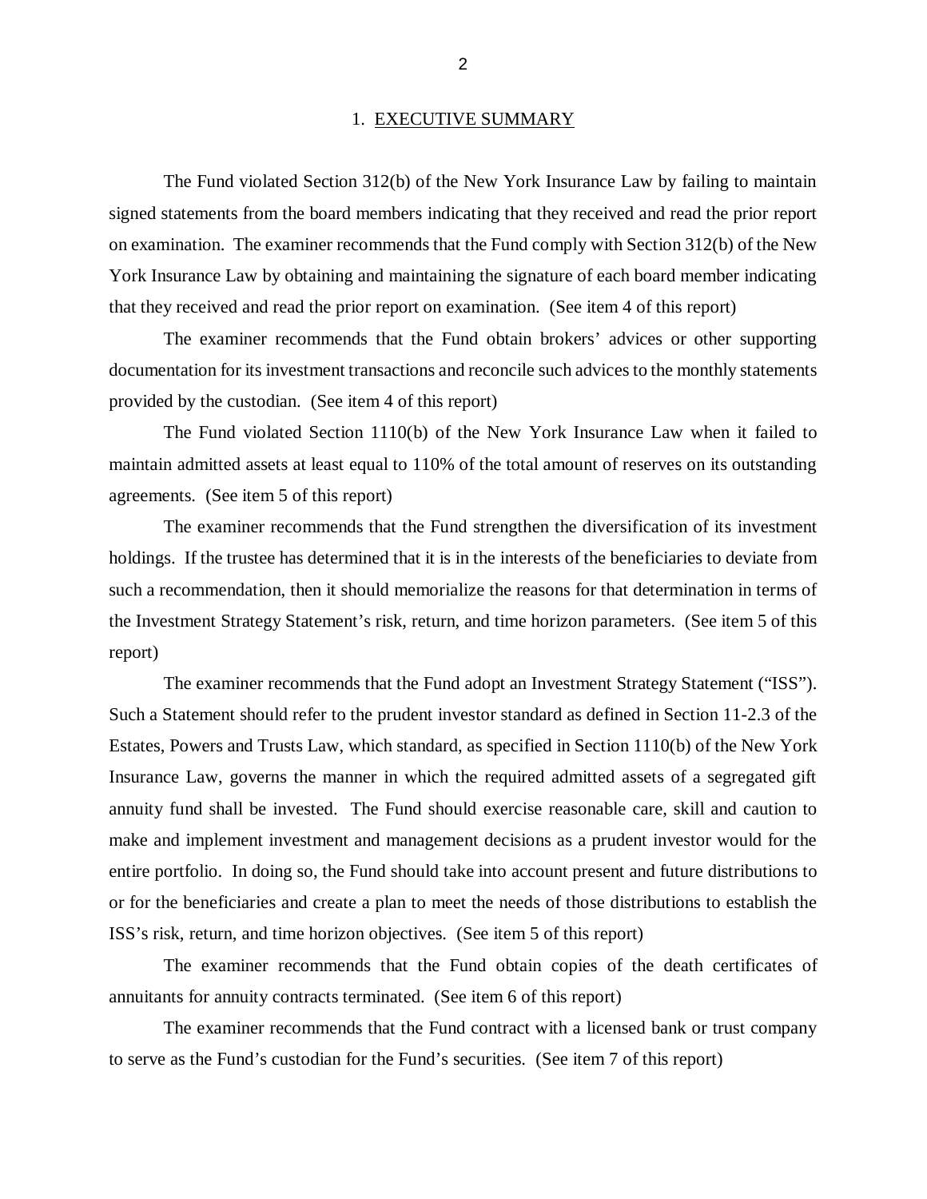## 1. EXECUTIVE SUMMARY

The Fund violated Section 312(b) of the New York Insurance Law by failing to maintain signed statements from the board members indicating that they received and read the prior report on examination. The examiner recommends that the Fund comply with Section 312(b) of the New York Insurance Law by obtaining and maintaining the signature of each board member indicating that they received and read the prior report on examination. (See item 4 of this report)

The examiner recommends that the Fund obtain brokers' advices or other supporting documentation for its investment transactions and reconcile such advices to the monthly statements provided by the custodian. (See item 4 of this report)

The Fund violated Section 1110(b) of the New York Insurance Law when it failed to maintain admitted assets at least equal to 110% of the total amount of reserves on its outstanding agreements. (See item 5 of this report)

The examiner recommends that the Fund strengthen the diversification of its investment holdings. If the trustee has determined that it is in the interests of the beneficiaries to deviate from such a recommendation, then it should memorialize the reasons for that determination in terms of the Investment Strategy Statement's risk, return, and time horizon parameters. (See item 5 of this report)

The examiner recommends that the Fund adopt an Investment Strategy Statement ("ISS"). Such a Statement should refer to the prudent investor standard as defined in Section 11-2.3 of the Estates, Powers and Trusts Law, which standard, as specified in Section 1110(b) of the New York Insurance Law, governs the manner in which the required admitted assets of a segregated gift annuity fund shall be invested. The Fund should exercise reasonable care, skill and caution to make and implement investment and management decisions as a prudent investor would for the entire portfolio. In doing so, the Fund should take into account present and future distributions to or for the beneficiaries and create a plan to meet the needs of those distributions to establish the ISS's risk, return, and time horizon objectives. (See item 5 of this report)

The examiner recommends that the Fund obtain copies of the death certificates of annuitants for annuity contracts terminated. (See item 6 of this report)

The examiner recommends that the Fund contract with a licensed bank or trust company to serve as the Fund's custodian for the Fund's securities. (See item 7 of this report)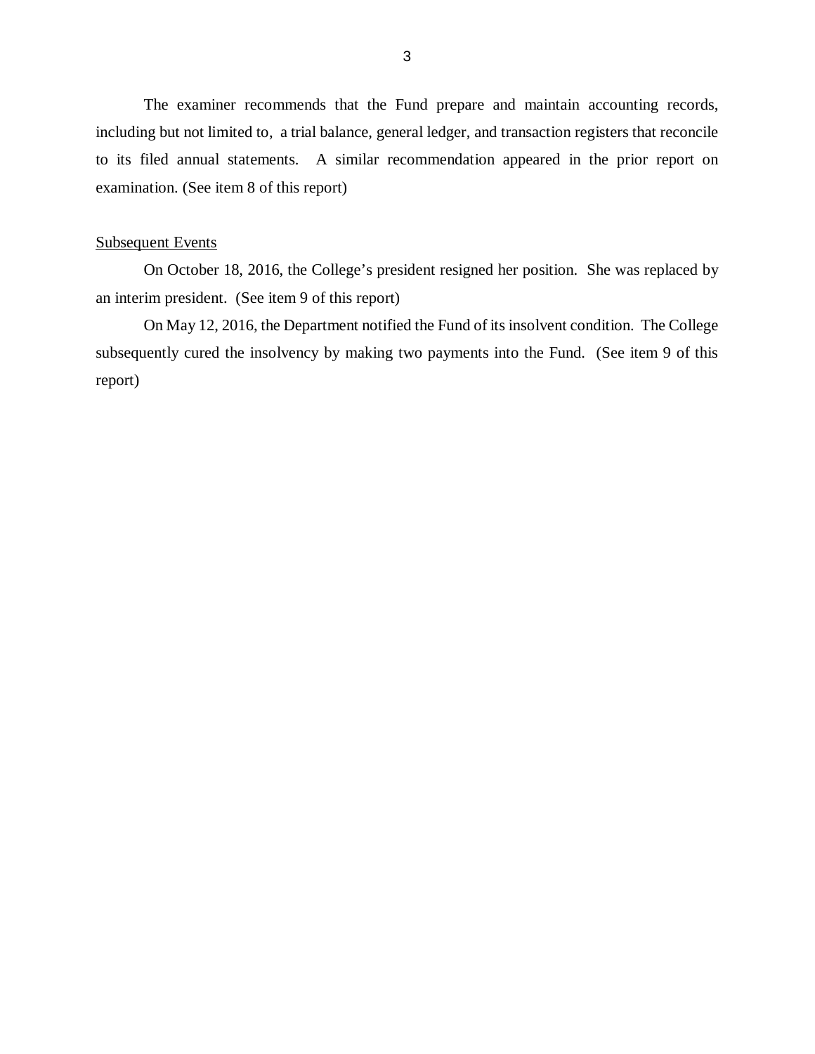The examiner recommends that the Fund prepare and maintain accounting records, including but not limited to, a trial balance, general ledger, and transaction registers that reconcile to its filed annual statements. A similar recommendation appeared in the prior report on examination. (See item 8 of this report)

Subsequent Events

On October 18, 2016, the College's president resigned her position. She was replaced by an interim president. (See item 9 of this report)

On May 12, 2016, the Department notified the Fund of its insolvent condition. The College subsequently cured the insolvency by making two payments into the Fund. (See item 9 of this report)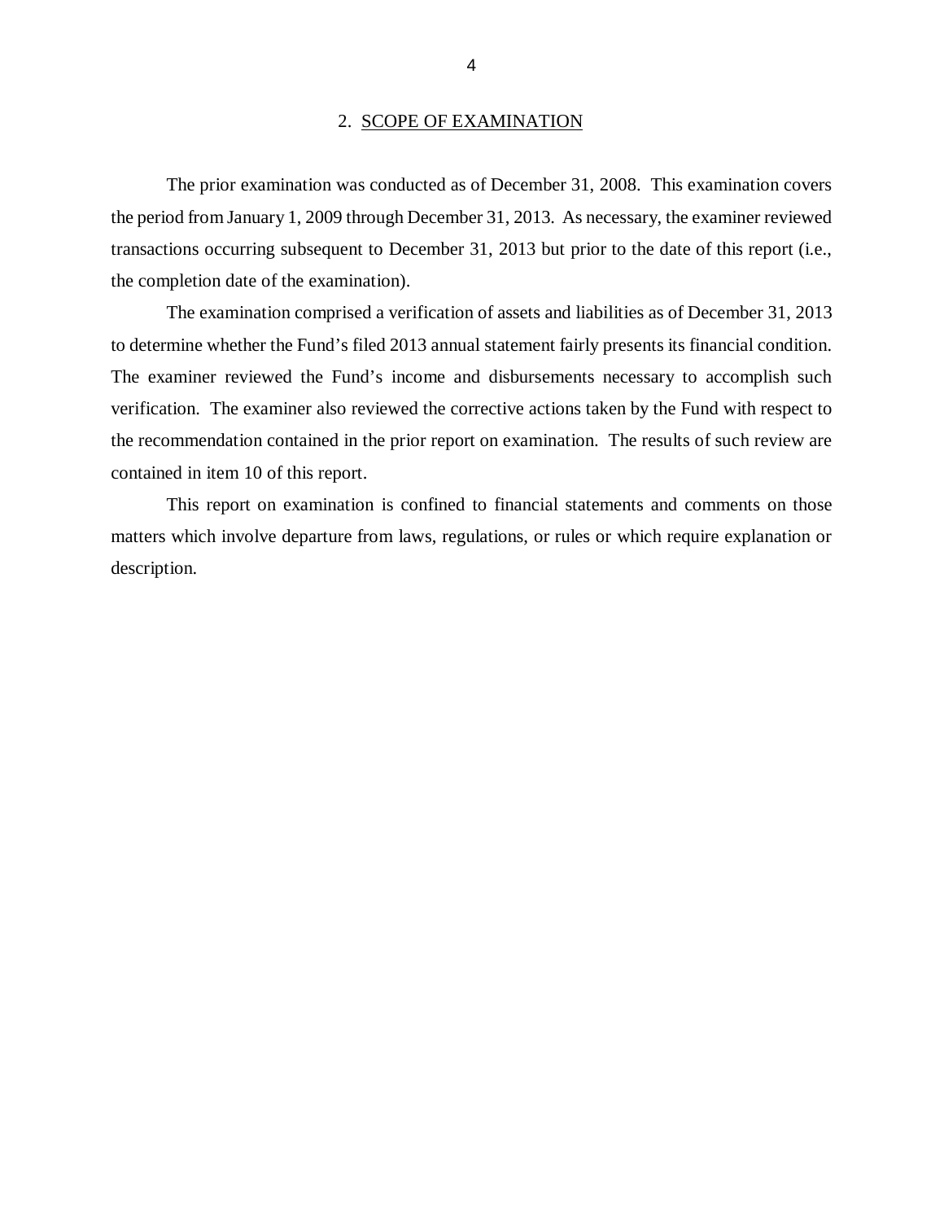## 2. SCOPE OF EXAMINATION

The prior examination was conducted as of December 31, 2008. This examination covers the period from January 1, 2009 through December 31, 2013. As necessary, the examiner reviewed transactions occurring subsequent to December 31, 2013 but prior to the date of this report (i.e., the completion date of the examination).

The examination comprised a verification of assets and liabilities as of December 31, 2013 to determine whether the Fund's filed 2013 annual statement fairly presents its financial condition. The examiner reviewed the Fund's income and disbursements necessary to accomplish such verification. The examiner also reviewed the corrective actions taken by the Fund with respect to the recommendation contained in the prior report on examination. The results of such review are contained in item 10 of this report.

This report on examination is confined to financial statements and comments on those matters which involve departure from laws, regulations, or rules or which require explanation or description.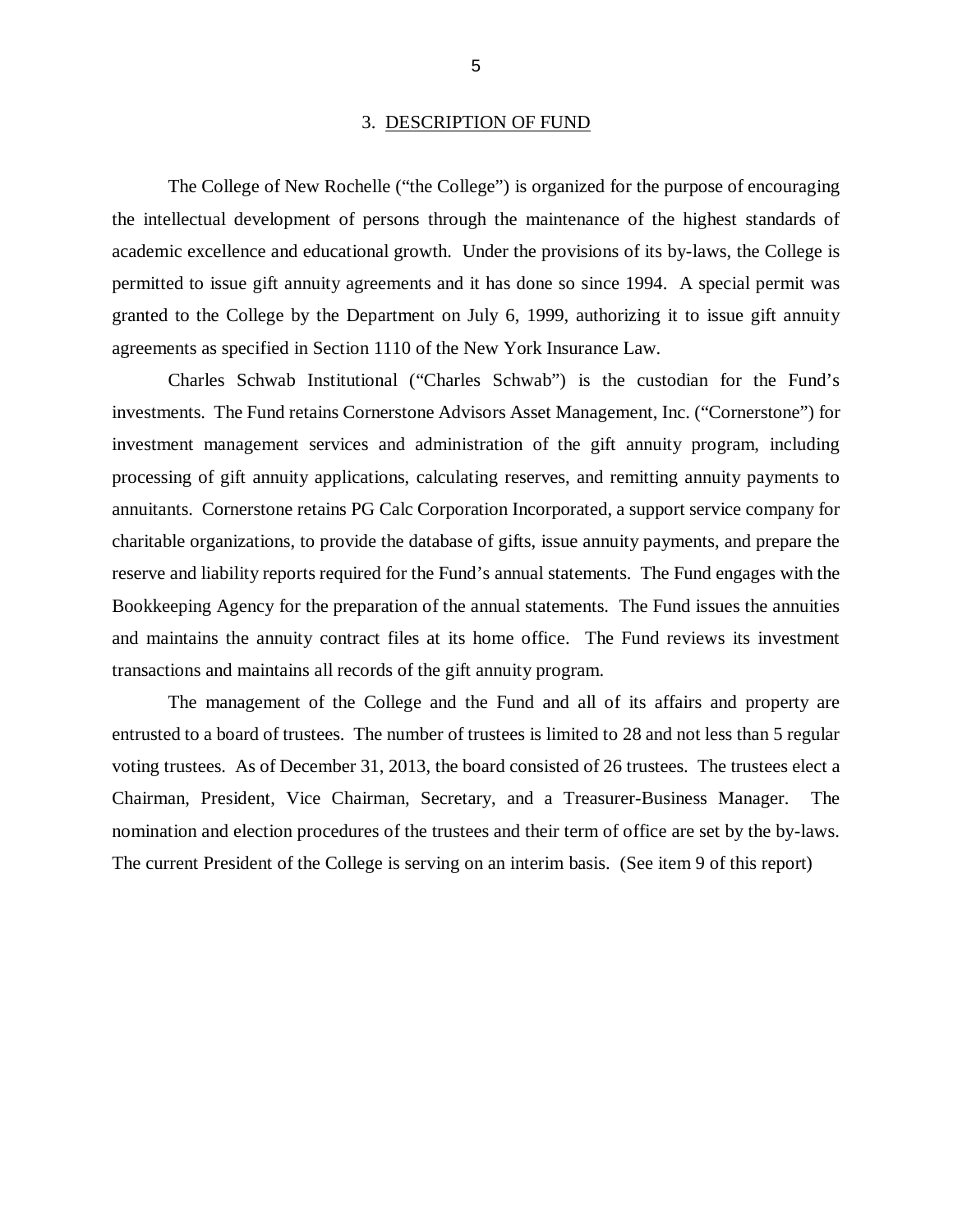## 3. DESCRIPTION OF FUND

The College of New Rochelle ("the College") is organized for the purpose of encouraging the intellectual development of persons through the maintenance of the highest standards of academic excellence and educational growth. Under the provisions of its by-laws, the College is permitted to issue gift annuity agreements and it has done so since 1994. A special permit was granted to the College by the Department on July 6, 1999, authorizing it to issue gift annuity agreements as specified in Section 1110 of the New York Insurance Law.

Charles Schwab Institutional ("Charles Schwab") is the custodian for the Fund's investments. The Fund retains Cornerstone Advisors Asset Management, Inc. ("Cornerstone") for investment management services and administration of the gift annuity program, including processing of gift annuity applications, calculating reserves, and remitting annuity payments to annuitants. Cornerstone retains PG Calc Corporation Incorporated, a support service company for charitable organizations, to provide the database of gifts, issue annuity payments, and prepare the reserve and liability reports required for the Fund's annual statements. The Fund engages with the Bookkeeping Agency for the preparation of the annual statements. The Fund issues the annuities and maintains the annuity contract files at its home office. The Fund reviews its investment transactions and maintains all records of the gift annuity program.

The management of the College and the Fund and all of its affairs and property are entrusted to a board of trustees. The number of trustees is limited to 28 and not less than 5 regular voting trustees. As of December 31, 2013, the board consisted of 26 trustees. The trustees elect a Chairman, President, Vice Chairman, Secretary, and a Treasurer-Business Manager. The nomination and election procedures of the trustees and their term of office are set by the by-laws. The current President of the College is serving on an interim basis. (See item 9 of this report)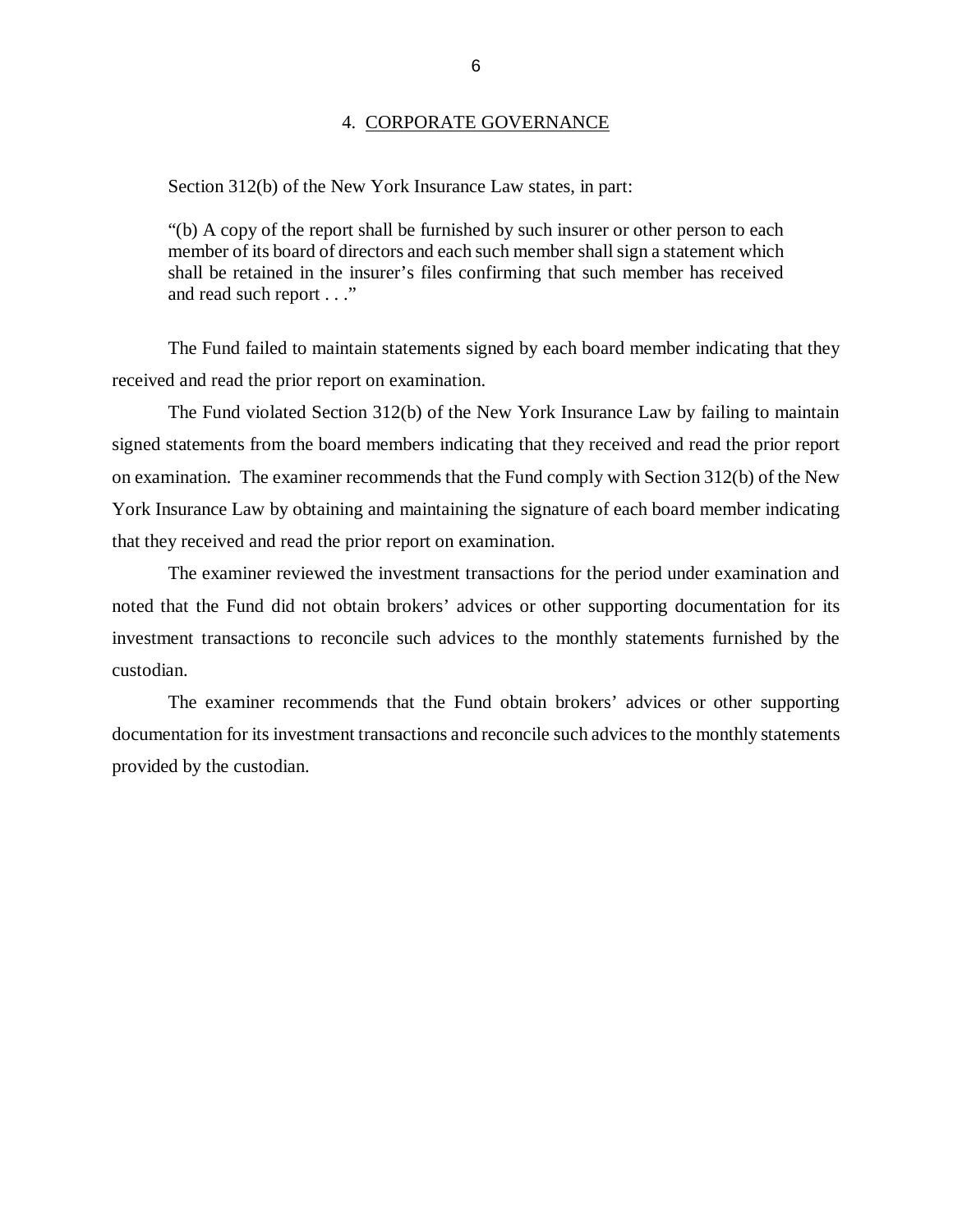## 4. CORPORATE GOVERNANCE

Section 312(b) of the New York Insurance Law states, in part:

> "(b) A copy of the report shall be furnished by such insurer or other person to each member of its board of directors and each such member shall sign a statement which shall be retained in the insurer's files confirming that such member has received and read such report . . ."

The Fund failed to maintain statements signed by each board member indicating that they received and read the prior report on examination.

The Fund violated Section 312(b) of the New York Insurance Law by failing to maintain signed statements from the board members indicating that they received and read the prior report on examination. The examiner recommends that the Fund comply with Section 312(b) of the New York Insurance Law by obtaining and maintaining the signature of each board member indicating that they received and read the prior report on examination.

The examiner reviewed the investment transactions for the period under examination and noted that the Fund did not obtain brokers' advices or other supporting documentation for its investment transactions to reconcile such advices to the monthly statements furnished by the custodian.

The examiner recommends that the Fund obtain brokers' advices or other supporting documentation for its investment transactions and reconcile such advices to the monthly statements provided by the custodian.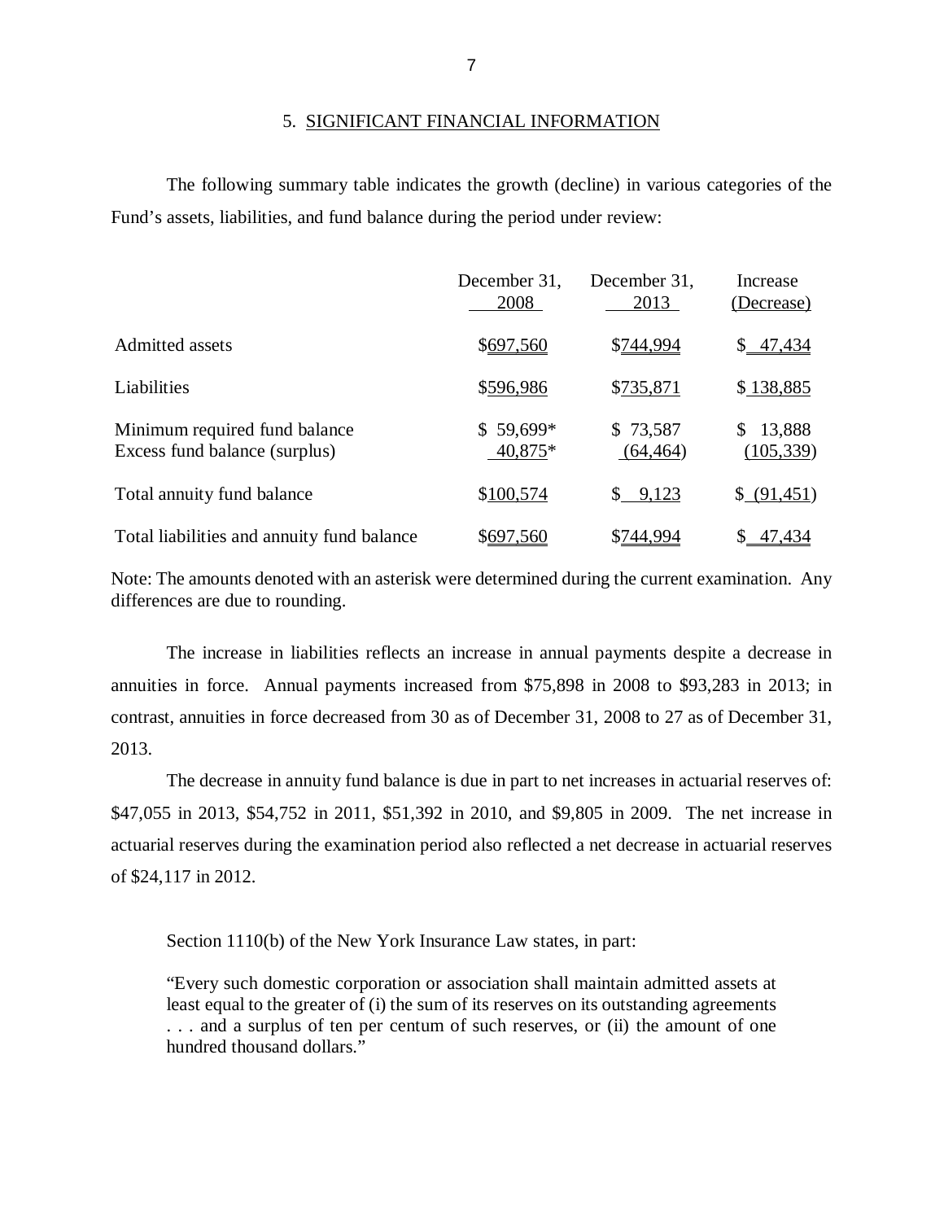## 5. SIGNIFICANT FINANCIAL INFORMATION

The following summary table indicates the growth (decline) in various categories of the Fund's assets, liabilities, and fund balance during the period under review:

| | December 31, 2008 | December 31, 2013 | Increase (Decrease) |
|---|---|---|---|
| Admitted assets | $697,560 | $744,994 | $ 47,434 |
| Liabilities | $596,986 | $735,871 | $ 138,885 |
| Minimum required fund balance | $ 59,699* | $ 73,587 | $ 13,888 |
| Excess fund balance (surplus) | 40,875* | (64,464) | (105,339) |
| Total annuity fund balance | $100,574 | $ 9,123 | $ (91,451) |
| Total liabilities and annuity fund balance | $697,560 | $744,994 | $ 47,434 |

Note: The amounts denoted with an asterisk were determined during the current examination. Any differences are due to rounding.

The increase in liabilities reflects an increase in annual payments despite a decrease in annuities in force. Annual payments increased from $75,898 in 2008 to $93,283 in 2013; in contrast, annuities in force decreased from 30 as of December 31, 2008 to 27 as of December 31, 2013.

The decrease in annuity fund balance is due in part to net increases in actuarial reserves of: $47,055 in 2013, $54,752 in 2011, $51,392 in 2010, and $9,805 in 2009. The net increase in actuarial reserves during the examination period also reflected a net decrease in actuarial reserves of $24,117 in 2012.

Section 1110(b) of the New York Insurance Law states, in part:

> "Every such domestic corporation or association shall maintain admitted assets at least equal to the greater of (i) the sum of its reserves on its outstanding agreements . . . and a surplus of ten per centum of such reserves, or (ii) the amount of one hundred thousand dollars."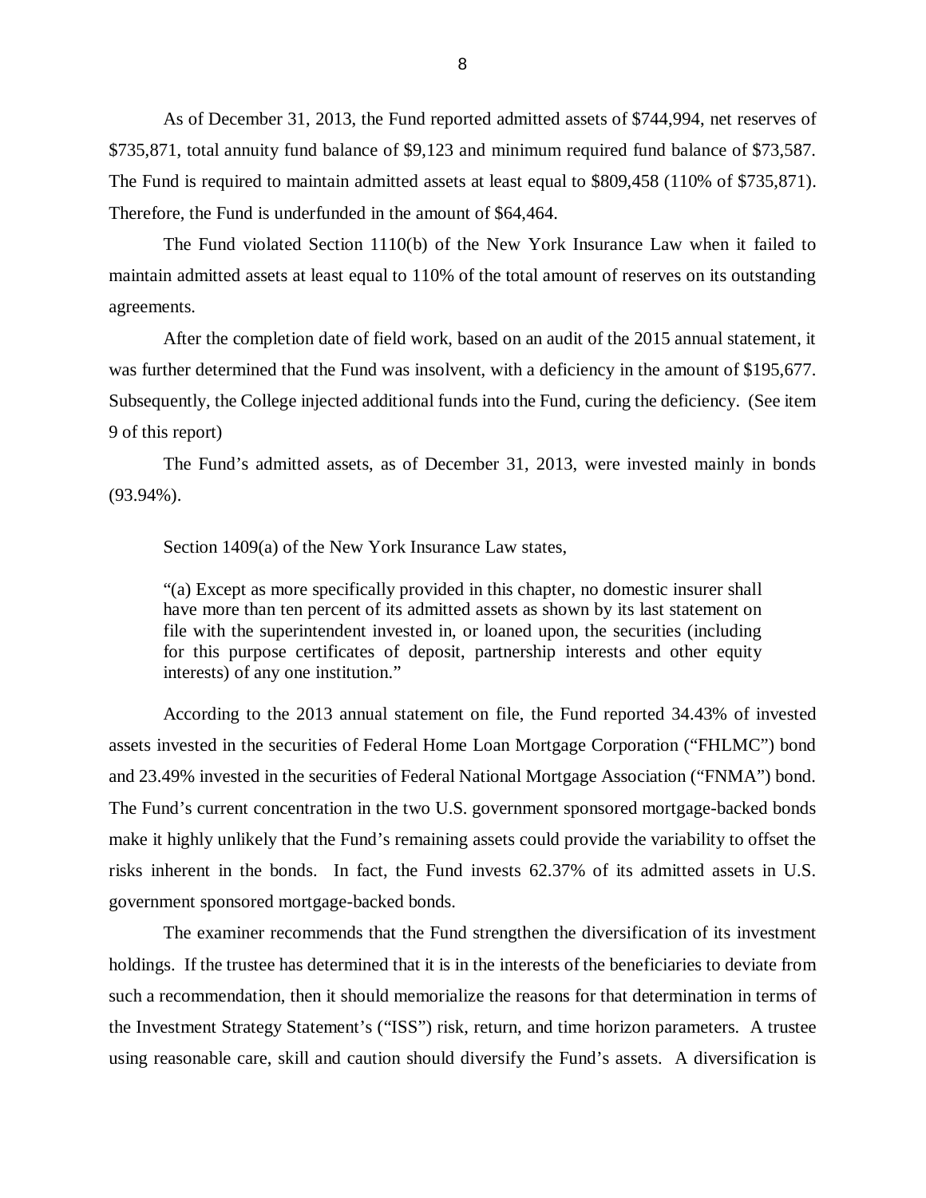As of December 31, 2013, the Fund reported admitted assets of $744,994, net reserves of $735,871, total annuity fund balance of $9,123 and minimum required fund balance of $73,587. The Fund is required to maintain admitted assets at least equal to $809,458 (110% of $735,871). Therefore, the Fund is underfunded in the amount of $64,464.

The Fund violated Section 1110(b) of the New York Insurance Law when it failed to maintain admitted assets at least equal to 110% of the total amount of reserves on its outstanding agreements.

After the completion date of field work, based on an audit of the 2015 annual statement, it was further determined that the Fund was insolvent, with a deficiency in the amount of $195,677. Subsequently, the College injected additional funds into the Fund, curing the deficiency. (See item 9 of this report)

The Fund's admitted assets, as of December 31, 2013, were invested mainly in bonds (93.94%).

Section 1409(a) of the New York Insurance Law states,

> "(a) Except as more specifically provided in this chapter, no domestic insurer shall have more than ten percent of its admitted assets as shown by its last statement on file with the superintendent invested in, or loaned upon, the securities (including for this purpose certificates of deposit, partnership interests and other equity interests) of any one institution."

According to the 2013 annual statement on file, the Fund reported 34.43% of invested assets invested in the securities of Federal Home Loan Mortgage Corporation ("FHLMC") bond and 23.49% invested in the securities of Federal National Mortgage Association ("FNMA") bond. The Fund's current concentration in the two U.S. government sponsored mortgage-backed bonds make it highly unlikely that the Fund's remaining assets could provide the variability to offset the risks inherent in the bonds. In fact, the Fund invests 62.37% of its admitted assets in U.S. government sponsored mortgage-backed bonds.

The examiner recommends that the Fund strengthen the diversification of its investment holdings. If the trustee has determined that it is in the interests of the beneficiaries to deviate from such a recommendation, then it should memorialize the reasons for that determination in terms of the Investment Strategy Statement's ("ISS") risk, return, and time horizon parameters. A trustee using reasonable care, skill and caution should diversify the Fund's assets. A diversification is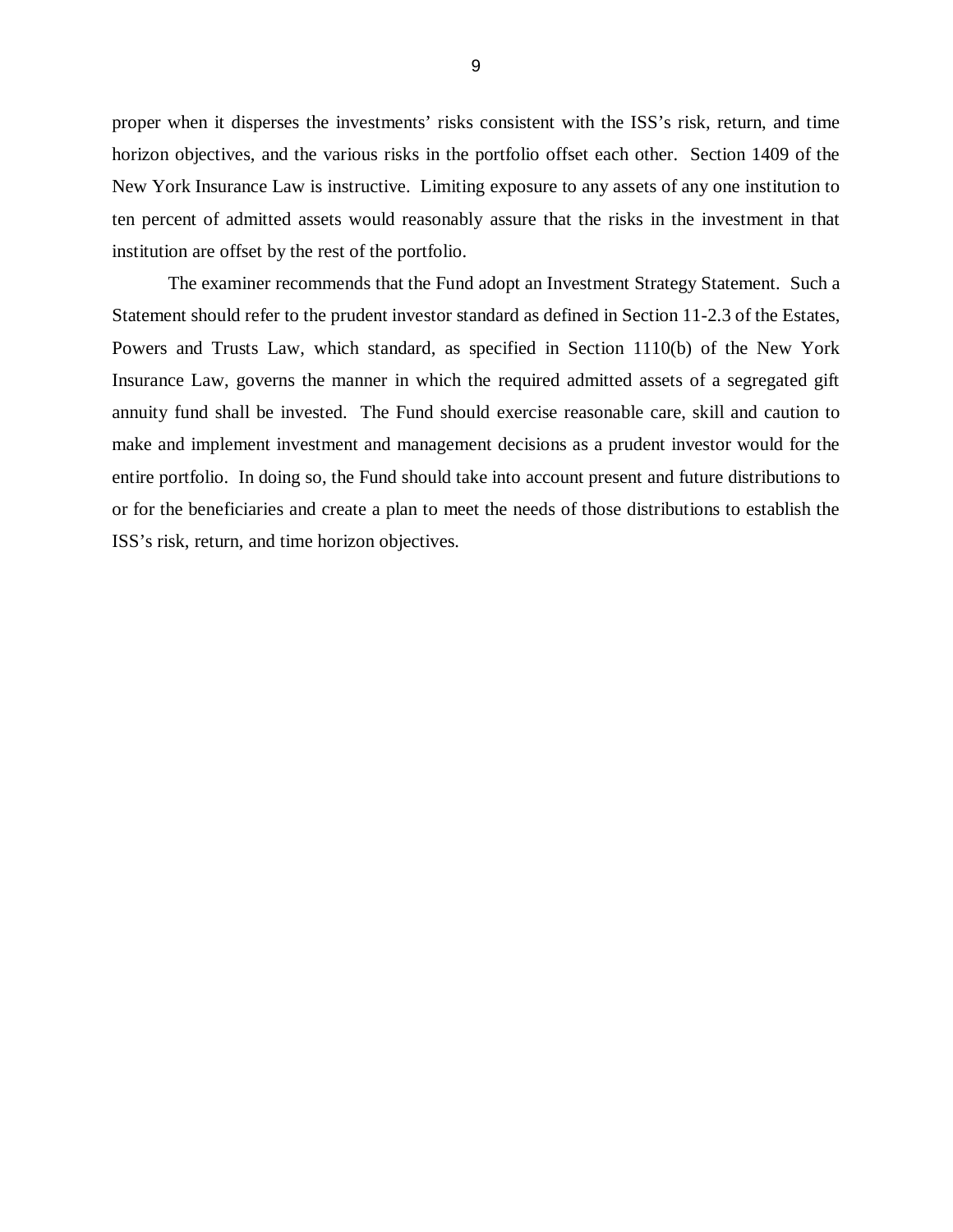proper when it disperses the investments' risks consistent with the ISS's risk, return, and time horizon objectives, and the various risks in the portfolio offset each other. Section 1409 of the New York Insurance Law is instructive. Limiting exposure to any assets of any one institution to ten percent of admitted assets would reasonably assure that the risks in the investment in that institution are offset by the rest of the portfolio.

The examiner recommends that the Fund adopt an Investment Strategy Statement. Such a Statement should refer to the prudent investor standard as defined in Section 11-2.3 of the Estates, Powers and Trusts Law, which standard, as specified in Section 1110(b) of the New York Insurance Law, governs the manner in which the required admitted assets of a segregated gift annuity fund shall be invested. The Fund should exercise reasonable care, skill and caution to make and implement investment and management decisions as a prudent investor would for the entire portfolio. In doing so, the Fund should take into account present and future distributions to or for the beneficiaries and create a plan to meet the needs of those distributions to establish the ISS's risk, return, and time horizon objectives.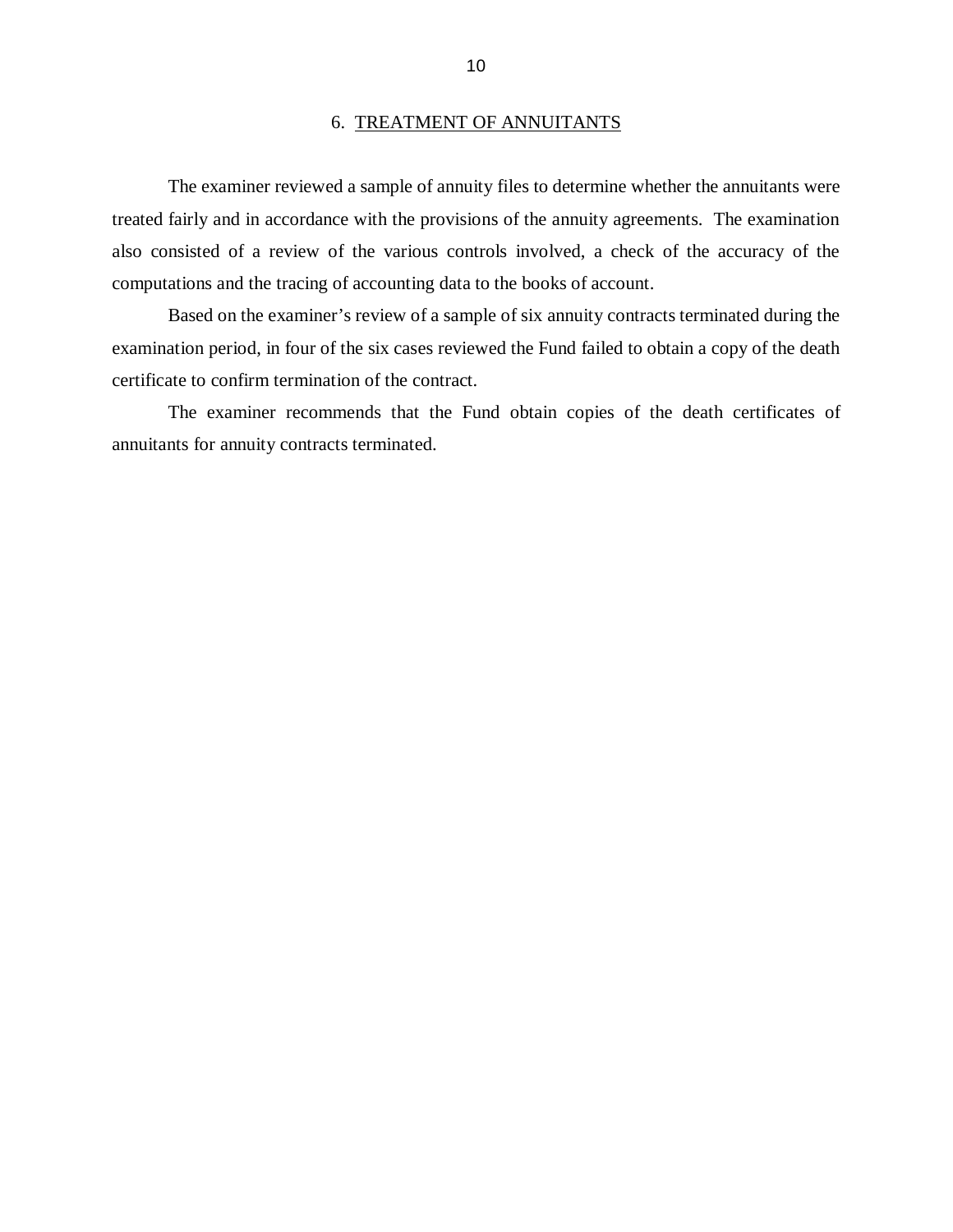## 6. TREATMENT OF ANNUITANTS

The examiner reviewed a sample of annuity files to determine whether the annuitants were treated fairly and in accordance with the provisions of the annuity agreements. The examination also consisted of a review of the various controls involved, a check of the accuracy of the computations and the tracing of accounting data to the books of account.

Based on the examiner's review of a sample of six annuity contracts terminated during the examination period, in four of the six cases reviewed the Fund failed to obtain a copy of the death certificate to confirm termination of the contract.

The examiner recommends that the Fund obtain copies of the death certificates of annuitants for annuity contracts terminated.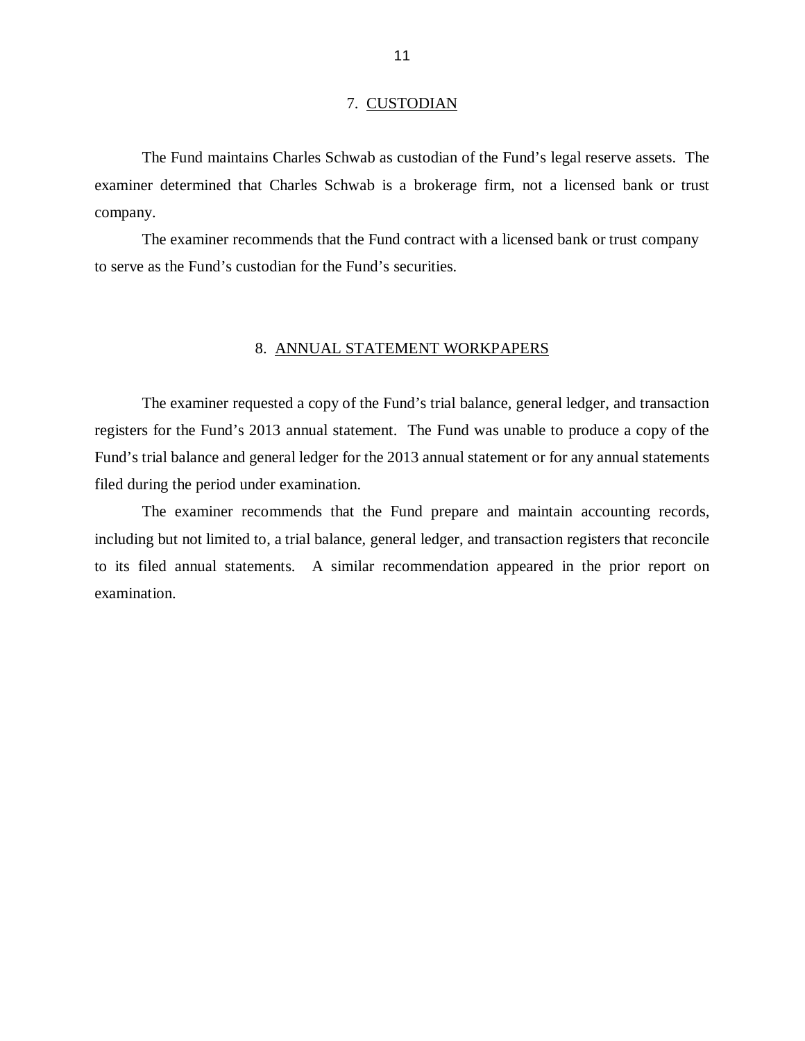## 7. CUSTODIAN

The Fund maintains Charles Schwab as custodian of the Fund's legal reserve assets. The examiner determined that Charles Schwab is a brokerage firm, not a licensed bank or trust company.

The examiner recommends that the Fund contract with a licensed bank or trust company to serve as the Fund's custodian for the Fund's securities.

## 8. ANNUAL STATEMENT WORKPAPERS

The examiner requested a copy of the Fund's trial balance, general ledger, and transaction registers for the Fund's 2013 annual statement. The Fund was unable to produce a copy of the Fund's trial balance and general ledger for the 2013 annual statement or for any annual statements filed during the period under examination.

The examiner recommends that the Fund prepare and maintain accounting records, including but not limited to, a trial balance, general ledger, and transaction registers that reconcile to its filed annual statements. A similar recommendation appeared in the prior report on examination.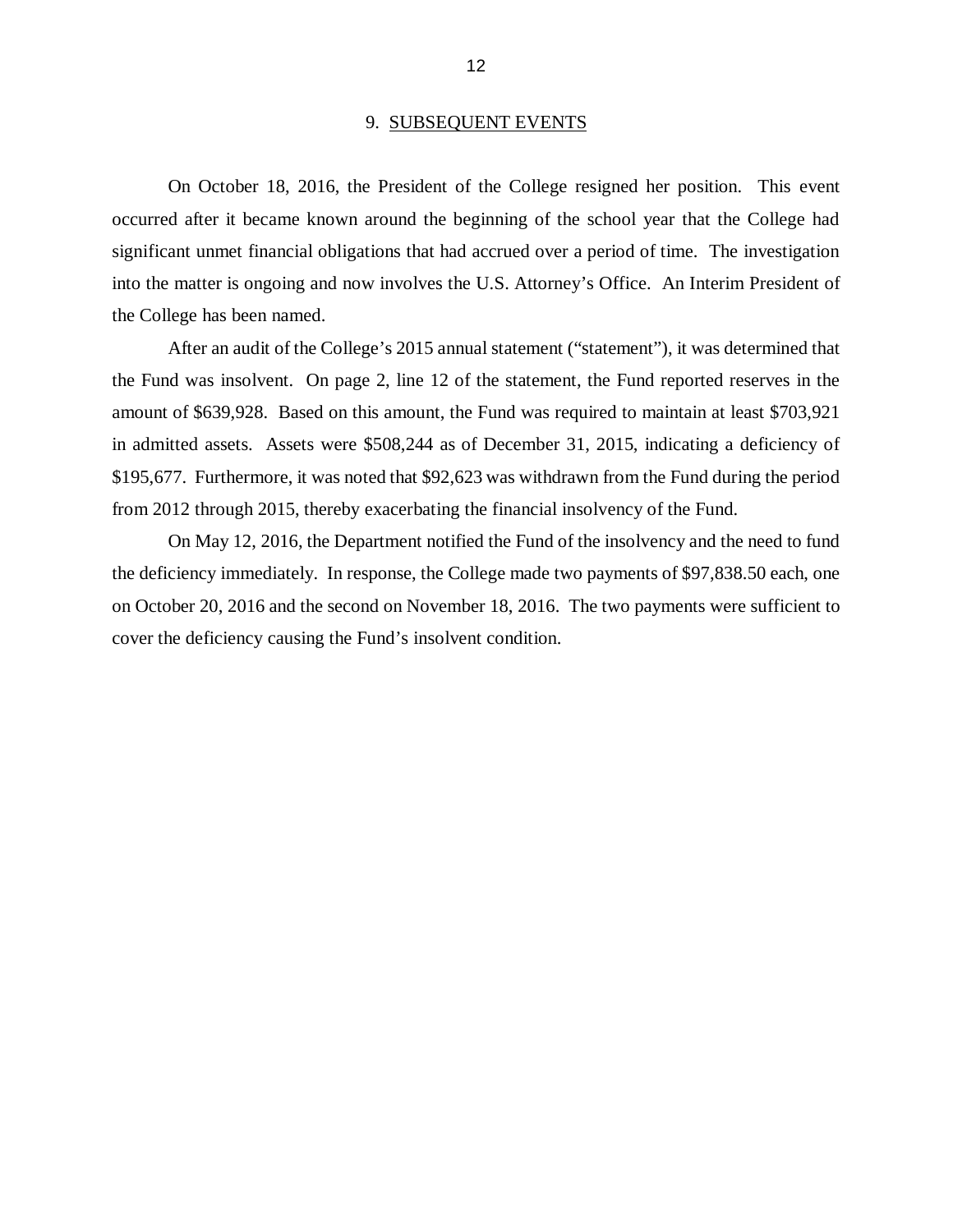## 9. SUBSEQUENT EVENTS

On October 18, 2016, the President of the College resigned her position. This event occurred after it became known around the beginning of the school year that the College had significant unmet financial obligations that had accrued over a period of time. The investigation into the matter is ongoing and now involves the U.S. Attorney's Office. An Interim President of the College has been named.

After an audit of the College's 2015 annual statement ("statement"), it was determined that the Fund was insolvent. On page 2, line 12 of the statement, the Fund reported reserves in the amount of $639,928. Based on this amount, the Fund was required to maintain at least $703,921 in admitted assets. Assets were $508,244 as of December 31, 2015, indicating a deficiency of $195,677. Furthermore, it was noted that $92,623 was withdrawn from the Fund during the period from 2012 through 2015, thereby exacerbating the financial insolvency of the Fund.

On May 12, 2016, the Department notified the Fund of the insolvency and the need to fund the deficiency immediately. In response, the College made two payments of $97,838.50 each, one on October 20, 2016 and the second on November 18, 2016. The two payments were sufficient to cover the deficiency causing the Fund's insolvent condition.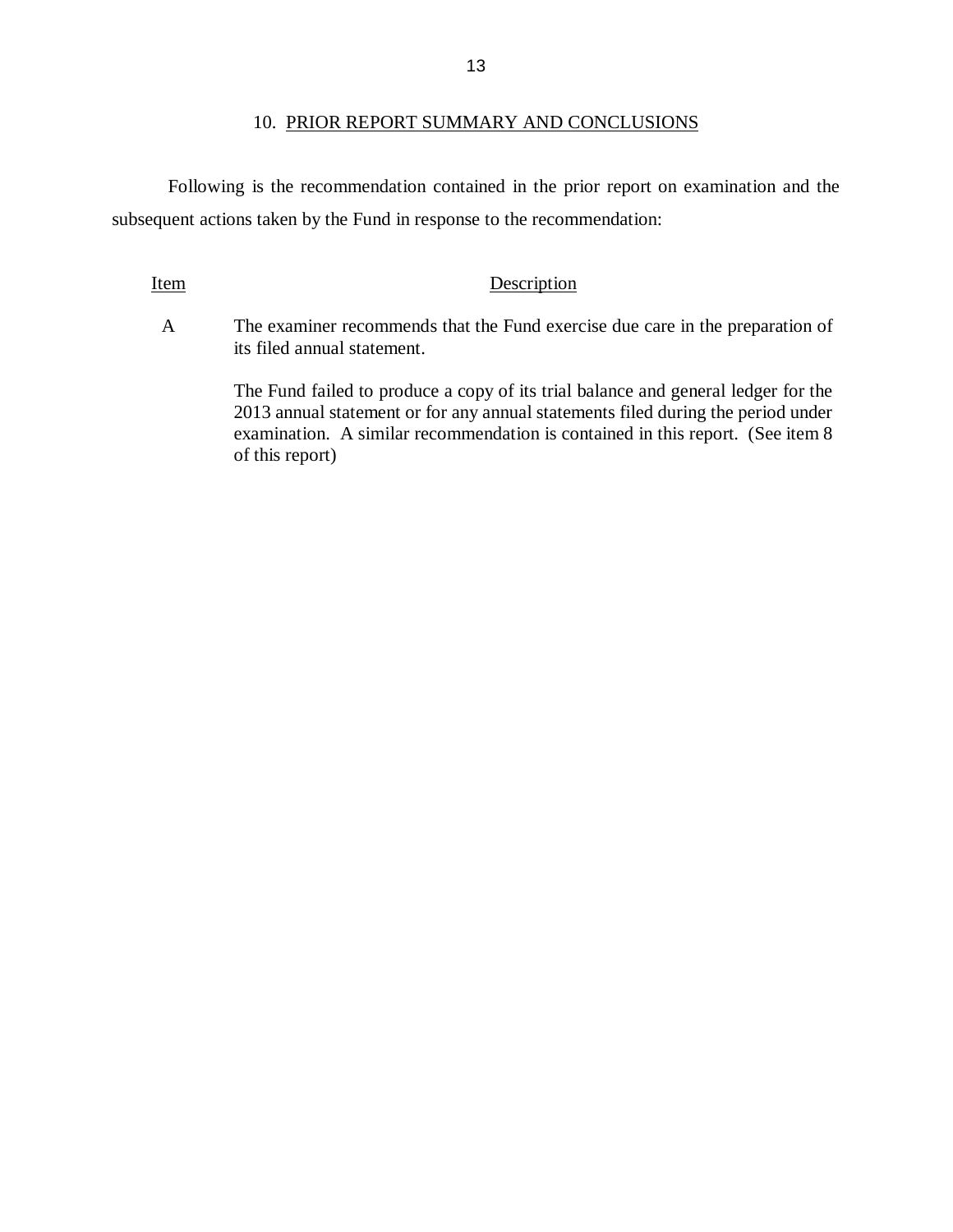## 10. PRIOR REPORT SUMMARY AND CONCLUSIONS

Following is the recommendation contained in the prior report on examination and the subsequent actions taken by the Fund in response to the recommendation:

| Item | Description |
| --- | --- |
| A | The examiner recommends that the Fund exercise due care in the preparation of its filed annual statement.<br><br>The Fund failed to produce a copy of its trial balance and general ledger for the 2013 annual statement or for any annual statements filed during the period under examination. A similar recommendation is contained in this report. (See item 8 of this report) |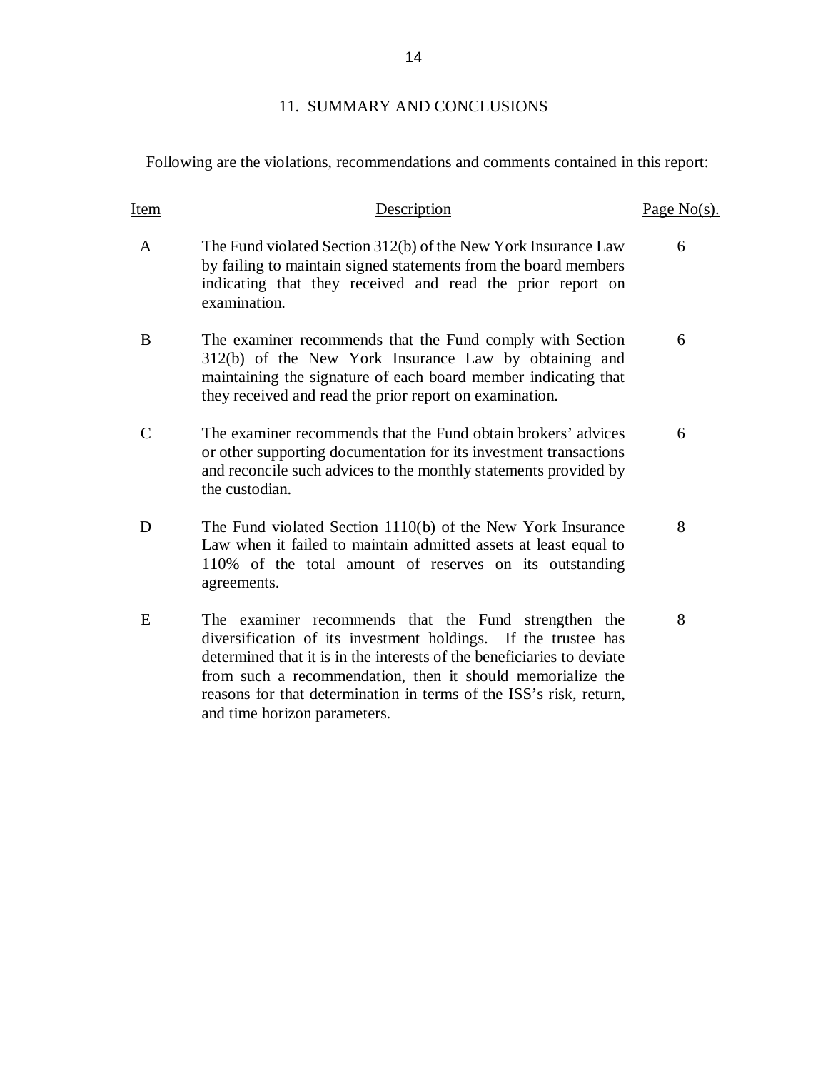## 11. SUMMARY AND CONCLUSIONS

Following are the violations, recommendations and comments contained in this report:

| Item | Description | Page No(s). |
|---|---|---|
| A | The Fund violated Section 312(b) of the New York Insurance Law by failing to maintain signed statements from the board members indicating that they received and read the prior report on examination. | 6 |
| B | The examiner recommends that the Fund comply with Section 312(b) of the New York Insurance Law by obtaining and maintaining the signature of each board member indicating that they received and read the prior report on examination. | 6 |
| C | The examiner recommends that the Fund obtain brokers' advices or other supporting documentation for its investment transactions and reconcile such advices to the monthly statements provided by the custodian. | 6 |
| D | The Fund violated Section 1110(b) of the New York Insurance Law when it failed to maintain admitted assets at least equal to 110% of the total amount of reserves on its outstanding agreements. | 8 |
| E | The examiner recommends that the Fund strengthen the diversification of its investment holdings. If the trustee has determined that it is in the interests of the beneficiaries to deviate from such a recommendation, then it should memorialize the reasons for that determination in terms of the ISS's risk, return, and time horizon parameters. | 8 |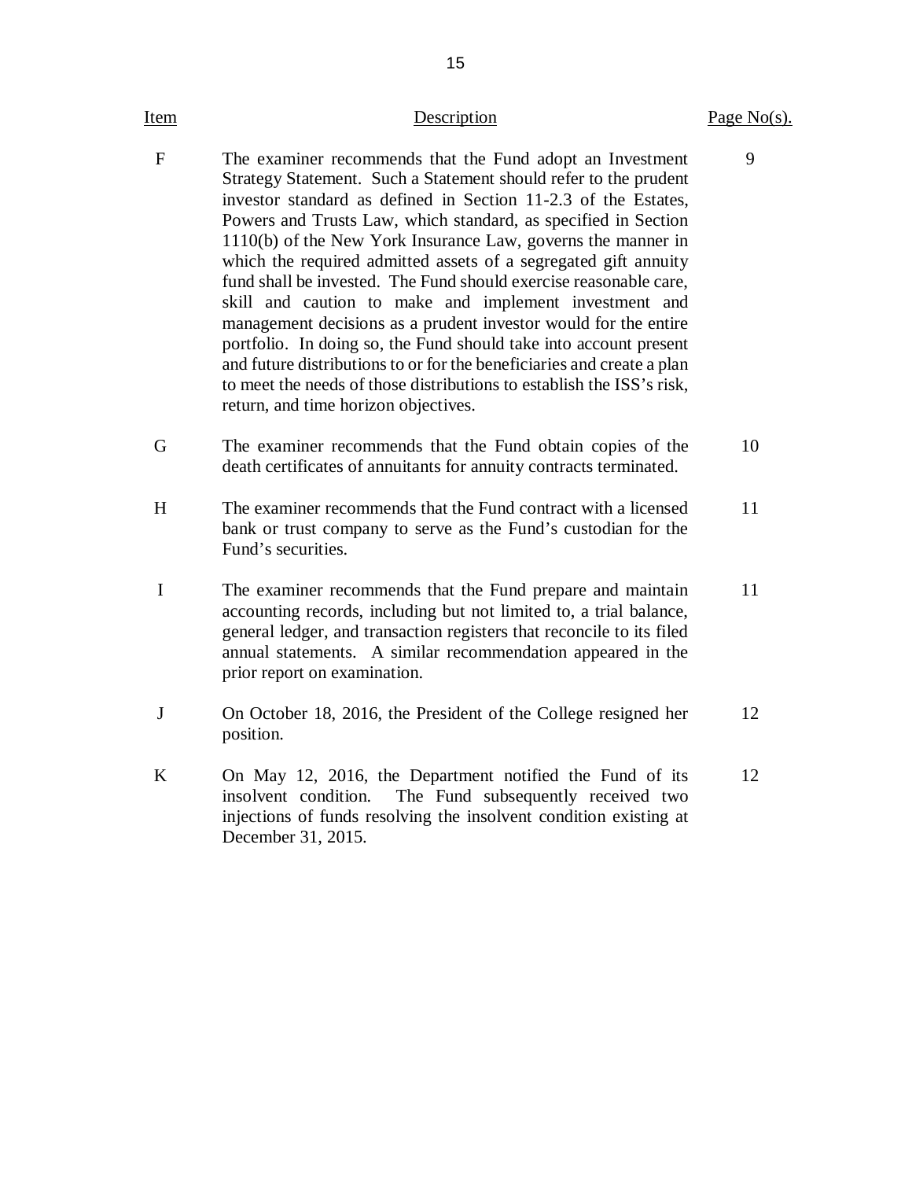| Item | Description | Page No(s). |
|---|---|---|
| F | The examiner recommends that the Fund adopt an Investment Strategy Statement. Such a Statement should refer to the prudent investor standard as defined in Section 11-2.3 of the Estates, Powers and Trusts Law, which standard, as specified in Section 1110(b) of the New York Insurance Law, governs the manner in which the required admitted assets of a segregated gift annuity fund shall be invested. The Fund should exercise reasonable care, skill and caution to make and implement investment and management decisions as a prudent investor would for the entire portfolio. In doing so, the Fund should take into account present and future distributions to or for the beneficiaries and create a plan to meet the needs of those distributions to establish the ISS's risk, return, and time horizon objectives. | 9 |
| G | The examiner recommends that the Fund obtain copies of the death certificates of annuitants for annuity contracts terminated. | 10 |
| H | The examiner recommends that the Fund contract with a licensed bank or trust company to serve as the Fund's custodian for the Fund's securities. | 11 |
| I | The examiner recommends that the Fund prepare and maintain accounting records, including but not limited to, a trial balance, general ledger, and transaction registers that reconcile to its filed annual statements. A similar recommendation appeared in the prior report on examination. | 11 |
| J | On October 18, 2016, the President of the College resigned her position. | 12 |
| K | On May 12, 2016, the Department notified the Fund of its insolvent condition. The Fund subsequently received two injections of funds resolving the insolvent condition existing at December 31, 2015. | 12 |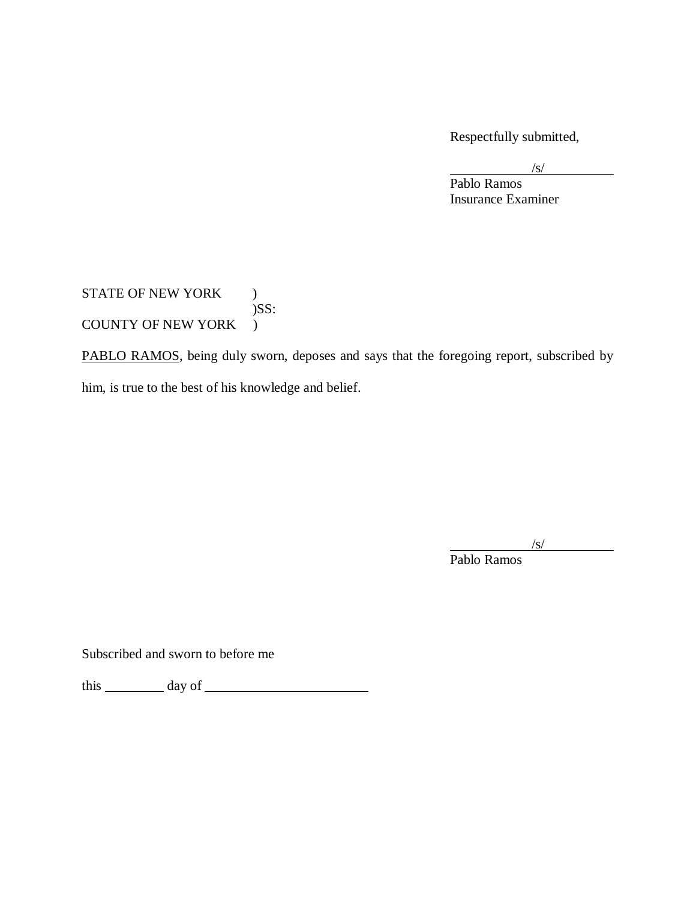Respectfully submitted,

/s/
Pablo Ramos
Insurance Examiner

STATE OF NEW YORK )
)SS:
COUNTY OF NEW YORK )

PABLO RAMOS, being duly sworn, deposes and says that the foregoing report, subscribed by him, is true to the best of his knowledge and belief.

/s/
Pablo Ramos

Subscribed and sworn to before me

this \_\_\_\_\_\_\_\_\_ day of \_\_\_\_\_\_\_\_\_\_\_\_\_\_\_\_\_\_\_\_\_\_\_\_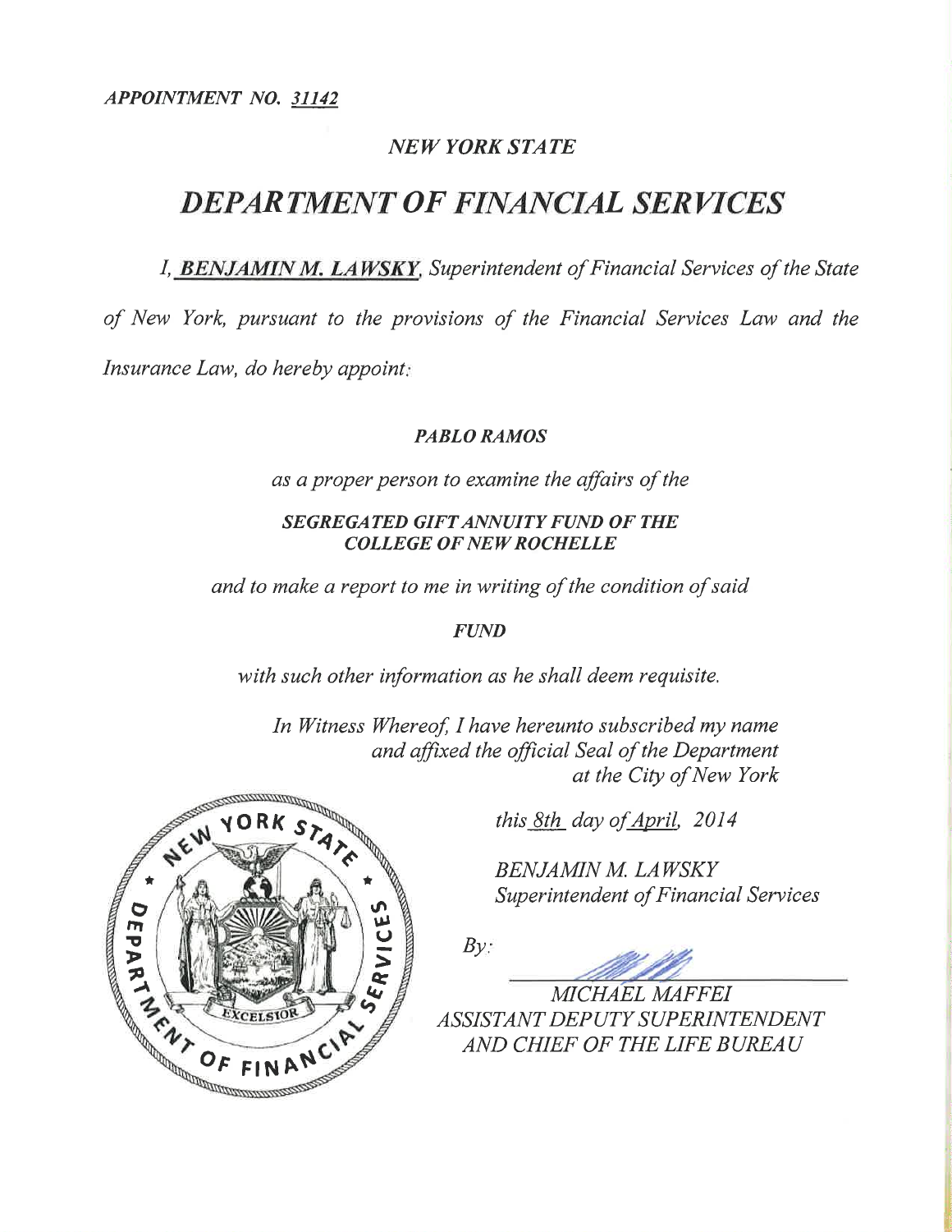*APPOINTMENT NO. 31142*

*NEW YORK STATE*

# *DEPARTMENT OF FINANCIAL SERVICES*

*I, **BENJAMIN M. LAWSKY**, Superintendent of Financial Services of the State of New York, pursuant to the provisions of the Financial Services Law and the Insurance Law, do hereby appoint:*

***PABLO RAMOS***

*as a proper person to examine the affairs of the*

***SEGREGATED GIFT ANNUITY FUND OF THE COLLEGE OF NEW ROCHELLE***

*and to make a report to me in writing of the condition of said*

***FUND***

*with such other information as he shall deem requisite.*

*In Witness Whereof, I have hereunto subscribed my name and affixed the official Seal of the Department at the City of New York*

*this 8th day of April, 2014*

*BENJAMIN M. LAWSKY*
*Superintendent of Financial Services*

*By:*

*MICHAEL MAFFEI*
*ASSISTANT DEPUTY SUPERINTENDENT AND CHIEF OF THE LIFE BUREAU*

NEW YORK STATE DEPARTMENT OF FINANCIAL SERVICES EXCELSIOR